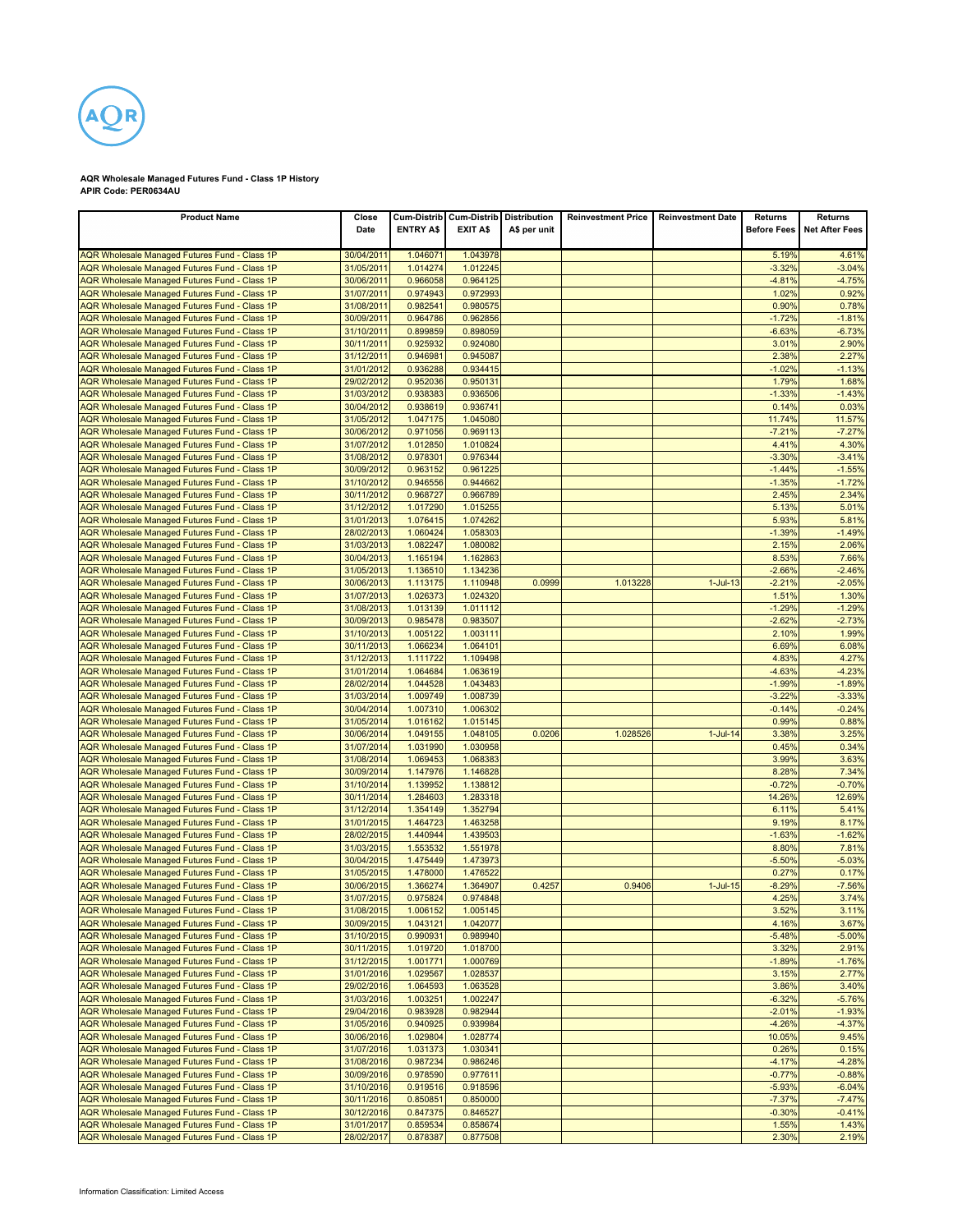**AQR Wholesale Managed Futures Fund - Class 1P History**
**APIR Code: PER0634AU**

| Product Name | Close Date | Cum-Distrib ENTRY A$ | Cum-Distrib EXIT A$ | Distribution A$ per unit | Reinvestment Price | Reinvestment Date | Returns Before Fees | Returns Net After Fees |
|---|---|---|---|---|---|---|---|---|
| AQR Wholesale Managed Futures Fund - Class 1P | 30/04/2011 | 1.046071 | 1.043978 | | | | 5.19% | 4.61% |
| AQR Wholesale Managed Futures Fund - Class 1P | 31/05/2011 | 1.014274 | 1.012245 | | | | -3.32% | -3.04% |
| AQR Wholesale Managed Futures Fund - Class 1P | 30/06/2011 | 0.966058 | 0.964125 | | | | -4.81% | -4.75% |
| AQR Wholesale Managed Futures Fund - Class 1P | 31/07/2011 | 0.974943 | 0.972993 | | | | 1.02% | 0.92% |
| AQR Wholesale Managed Futures Fund - Class 1P | 31/08/2011 | 0.982541 | 0.980575 | | | | 0.90% | 0.78% |
| AQR Wholesale Managed Futures Fund - Class 1P | 30/09/2011 | 0.964786 | 0.962856 | | | | -1.72% | -1.81% |
| AQR Wholesale Managed Futures Fund - Class 1P | 31/10/2011 | 0.899859 | 0.898059 | | | | -6.63% | -6.73% |
| AQR Wholesale Managed Futures Fund - Class 1P | 30/11/2011 | 0.925932 | 0.924080 | | | | 3.01% | 2.90% |
| AQR Wholesale Managed Futures Fund - Class 1P | 31/12/2011 | 0.946981 | 0.945087 | | | | 2.38% | 2.27% |
| AQR Wholesale Managed Futures Fund - Class 1P | 31/01/2012 | 0.936288 | 0.934415 | | | | -1.02% | -1.13% |
| AQR Wholesale Managed Futures Fund - Class 1P | 29/02/2012 | 0.952036 | 0.950131 | | | | 1.79% | 1.68% |
| AQR Wholesale Managed Futures Fund - Class 1P | 31/03/2012 | 0.938383 | 0.936506 | | | | -1.33% | -1.43% |
| AQR Wholesale Managed Futures Fund - Class 1P | 30/04/2012 | 0.938619 | 0.936741 | | | | 0.14% | 0.03% |
| AQR Wholesale Managed Futures Fund - Class 1P | 31/05/2012 | 1.047175 | 1.045080 | | | | 11.74% | 11.57% |
| AQR Wholesale Managed Futures Fund - Class 1P | 30/06/2012 | 0.971056 | 0.969113 | | | | -7.21% | -7.27% |
| AQR Wholesale Managed Futures Fund - Class 1P | 31/07/2012 | 1.012850 | 1.010824 | | | | 4.41% | 4.30% |
| AQR Wholesale Managed Futures Fund - Class 1P | 31/08/2012 | 0.978301 | 0.976344 | | | | -3.30% | -3.41% |
| AQR Wholesale Managed Futures Fund - Class 1P | 30/09/2012 | 0.963152 | 0.961225 | | | | -1.44% | -1.55% |
| AQR Wholesale Managed Futures Fund - Class 1P | 31/10/2012 | 0.946556 | 0.944662 | | | | -1.35% | -1.72% |
| AQR Wholesale Managed Futures Fund - Class 1P | 30/11/2012 | 0.968727 | 0.966789 | | | | 2.45% | 2.34% |
| AQR Wholesale Managed Futures Fund - Class 1P | 31/12/2012 | 1.017290 | 1.015255 | | | | 5.13% | 5.01% |
| AQR Wholesale Managed Futures Fund - Class 1P | 31/01/2013 | 1.076415 | 1.074262 | | | | 5.93% | 5.81% |
| AQR Wholesale Managed Futures Fund - Class 1P | 28/02/2013 | 1.060424 | 1.058303 | | | | -1.39% | -1.49% |
| AQR Wholesale Managed Futures Fund - Class 1P | 31/03/2013 | 1.082247 | 1.080082 | | | | 2.15% | 2.06% |
| AQR Wholesale Managed Futures Fund - Class 1P | 30/04/2013 | 1.165194 | 1.162863 | | | | 8.53% | 7.66% |
| AQR Wholesale Managed Futures Fund - Class 1P | 31/05/2013 | 1.136510 | 1.134236 | | | | -2.66% | -2.46% |
| AQR Wholesale Managed Futures Fund - Class 1P | 30/06/2013 | 1.113175 | 1.110948 | 0.0999 | 1.013228 | 1-Jul-13 | -2.21% | -2.05% |
| AQR Wholesale Managed Futures Fund - Class 1P | 31/07/2013 | 1.026373 | 1.024320 | | | | 1.51% | 1.30% |
| AQR Wholesale Managed Futures Fund - Class 1P | 31/08/2013 | 1.013139 | 1.011112 | | | | -1.29% | -1.29% |
| AQR Wholesale Managed Futures Fund - Class 1P | 30/09/2013 | 0.985478 | 0.983507 | | | | -2.62% | -2.73% |
| AQR Wholesale Managed Futures Fund - Class 1P | 31/10/2013 | 1.005122 | 1.003111 | | | | 2.10% | 1.99% |
| AQR Wholesale Managed Futures Fund - Class 1P | 30/11/2013 | 1.066234 | 1.064101 | | | | 6.69% | 6.08% |
| AQR Wholesale Managed Futures Fund - Class 1P | 31/12/2013 | 1.111722 | 1.109498 | | | | 4.83% | 4.27% |
| AQR Wholesale Managed Futures Fund - Class 1P | 31/01/2014 | 1.064684 | 1.063619 | | | | -4.63% | -4.23% |
| AQR Wholesale Managed Futures Fund - Class 1P | 28/02/2014 | 1.044528 | 1.043483 | | | | -1.99% | -1.89% |
| AQR Wholesale Managed Futures Fund - Class 1P | 31/03/2014 | 1.009749 | 1.008739 | | | | -3.22% | -3.33% |
| AQR Wholesale Managed Futures Fund - Class 1P | 30/04/2014 | 1.007310 | 1.006302 | | | | -0.14% | -0.24% |
| AQR Wholesale Managed Futures Fund - Class 1P | 31/05/2014 | 1.016162 | 1.015145 | | | | 0.99% | 0.88% |
| AQR Wholesale Managed Futures Fund - Class 1P | 30/06/2014 | 1.049155 | 1.048105 | 0.0206 | 1.028526 | 1-Jul-14 | 3.38% | 3.25% |
| AQR Wholesale Managed Futures Fund - Class 1P | 31/07/2014 | 1.031990 | 1.030958 | | | | 0.45% | 0.34% |
| AQR Wholesale Managed Futures Fund - Class 1P | 31/08/2014 | 1.069453 | 1.068383 | | | | 3.99% | 3.63% |
| AQR Wholesale Managed Futures Fund - Class 1P | 30/09/2014 | 1.147976 | 1.146828 | | | | 8.28% | 7.34% |
| AQR Wholesale Managed Futures Fund - Class 1P | 31/10/2014 | 1.139952 | 1.138812 | | | | -0.72% | -0.70% |
| AQR Wholesale Managed Futures Fund - Class 1P | 30/11/2014 | 1.284603 | 1.283318 | | | | 14.26% | 12.69% |
| AQR Wholesale Managed Futures Fund - Class 1P | 31/12/2014 | 1.354149 | 1.352794 | | | | 6.11% | 5.41% |
| AQR Wholesale Managed Futures Fund - Class 1P | 31/01/2015 | 1.464723 | 1.463258 | | | | 9.19% | 8.17% |
| AQR Wholesale Managed Futures Fund - Class 1P | 28/02/2015 | 1.440944 | 1.439503 | | | | -1.63% | -1.62% |
| AQR Wholesale Managed Futures Fund - Class 1P | 31/03/2015 | 1.553532 | 1.551978 | | | | 8.80% | 7.81% |
| AQR Wholesale Managed Futures Fund - Class 1P | 30/04/2015 | 1.475449 | 1.473973 | | | | -5.50% | -5.03% |
| AQR Wholesale Managed Futures Fund - Class 1P | 31/05/2015 | 1.478000 | 1.476522 | | | | 0.27% | 0.17% |
| AQR Wholesale Managed Futures Fund - Class 1P | 30/06/2015 | 1.366274 | 1.364907 | 0.4257 | 0.9406 | 1-Jul-15 | -8.29% | -7.56% |
| AQR Wholesale Managed Futures Fund - Class 1P | 31/07/2015 | 0.975824 | 0.974848 | | | | 4.25% | 3.74% |
| AQR Wholesale Managed Futures Fund - Class 1P | 31/08/2015 | 1.006152 | 1.005145 | | | | 3.52% | 3.11% |
| AQR Wholesale Managed Futures Fund - Class 1P | 30/09/2015 | 1.043121 | 1.042077 | | | | 4.16% | 3.67% |
| AQR Wholesale Managed Futures Fund - Class 1P | 31/10/2015 | 0.990931 | 0.989940 | | | | -5.48% | -5.00% |
| AQR Wholesale Managed Futures Fund - Class 1P | 30/11/2015 | 1.019720 | 1.018700 | | | | 3.32% | 2.91% |
| AQR Wholesale Managed Futures Fund - Class 1P | 31/12/2015 | 1.001771 | 1.000769 | | | | -1.89% | -1.76% |
| AQR Wholesale Managed Futures Fund - Class 1P | 31/01/2016 | 1.029567 | 1.028537 | | | | 3.15% | 2.77% |
| AQR Wholesale Managed Futures Fund - Class 1P | 29/02/2016 | 1.064593 | 1.063528 | | | | 3.86% | 3.40% |
| AQR Wholesale Managed Futures Fund - Class 1P | 31/03/2016 | 1.003251 | 1.002247 | | | | -6.32% | -5.76% |
| AQR Wholesale Managed Futures Fund - Class 1P | 29/04/2016 | 0.983928 | 0.982944 | | | | -2.01% | -1.93% |
| AQR Wholesale Managed Futures Fund - Class 1P | 31/05/2016 | 0.940925 | 0.939984 | | | | -4.26% | -4.37% |
| AQR Wholesale Managed Futures Fund - Class 1P | 30/06/2016 | 1.029804 | 1.028774 | | | | 10.05% | 9.45% |
| AQR Wholesale Managed Futures Fund - Class 1P | 31/07/2016 | 1.031373 | 1.030341 | | | | 0.26% | 0.15% |
| AQR Wholesale Managed Futures Fund - Class 1P | 31/08/2016 | 0.987234 | 0.986246 | | | | -4.17% | -4.28% |
| AQR Wholesale Managed Futures Fund - Class 1P | 30/09/2016 | 0.978590 | 0.977611 | | | | -0.77% | -0.88% |
| AQR Wholesale Managed Futures Fund - Class 1P | 31/10/2016 | 0.919516 | 0.918596 | | | | -5.93% | -6.04% |
| AQR Wholesale Managed Futures Fund - Class 1P | 30/11/2016 | 0.850851 | 0.850000 | | | | -7.37% | -7.47% |
| AQR Wholesale Managed Futures Fund - Class 1P | 30/12/2016 | 0.847375 | 0.846527 | | | | -0.30% | -0.41% |
| AQR Wholesale Managed Futures Fund - Class 1P | 31/01/2017 | 0.859534 | 0.858674 | | | | 1.55% | 1.43% |
| AQR Wholesale Managed Futures Fund - Class 1P | 28/02/2017 | 0.878387 | 0.877508 | | | | 2.30% | 2.19% |

Information Classification: Limited Access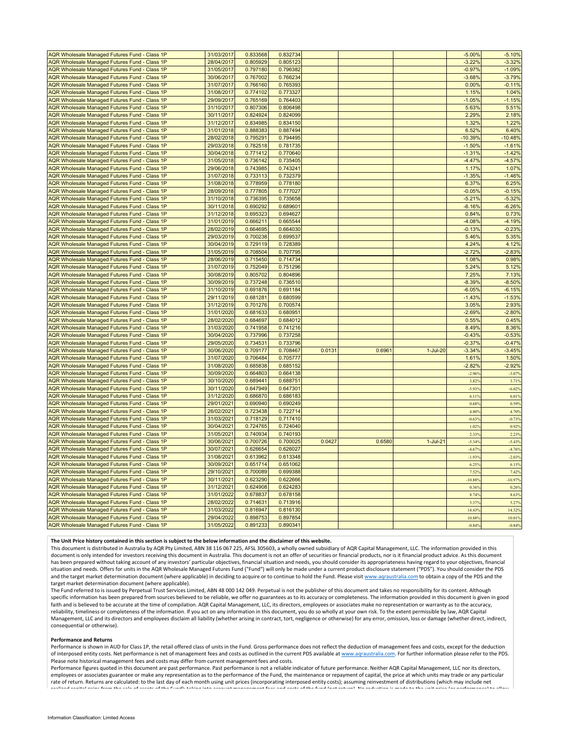| | | | | | | | | |
|---|---|---|---|---|---|---|---|---|
| AQR Wholesale Managed Futures Fund - Class 1P | 31/03/2017 | 0.833568 | 0.832734 | | | | -5.00% | -5.10% |
| AQR Wholesale Managed Futures Fund - Class 1P | 28/04/2017 | 0.805929 | 0.805123 | | | | -3.22% | -3.32% |
| AQR Wholesale Managed Futures Fund - Class 1P | 31/05/2017 | 0.797180 | 0.796382 | | | | -0.97% | -1.09% |
| AQR Wholesale Managed Futures Fund - Class 1P | 30/06/2017 | 0.767002 | 0.766234 | | | | -3.68% | -3.79% |
| AQR Wholesale Managed Futures Fund - Class 1P | 31/07/2017 | 0.766160 | 0.765393 | | | | 0.00% | -0.11% |
| AQR Wholesale Managed Futures Fund - Class 1P | 31/08/2017 | 0.774102 | 0.773327 | | | | 1.15% | 1.04% |
| AQR Wholesale Managed Futures Fund - Class 1P | 29/09/2017 | 0.765169 | 0.764403 | | | | -1.05% | -1.15% |
| AQR Wholesale Managed Futures Fund - Class 1P | 31/10/2017 | 0.807306 | 0.806498 | | | | 5.63% | 5.51% |
| AQR Wholesale Managed Futures Fund - Class 1P | 30/11/2017 | 0.824924 | 0.824099 | | | | 2.29% | 2.18% |
| AQR Wholesale Managed Futures Fund - Class 1P | 31/12/2017 | 0.834985 | 0.834150 | | | | 1.32% | 1.22% |
| AQR Wholesale Managed Futures Fund - Class 1P | 31/01/2018 | 0.888383 | 0.887494 | | | | 6.52% | 6.40% |
| AQR Wholesale Managed Futures Fund - Class 1P | 28/02/2018 | 0.795291 | 0.794495 | | | | -10.39% | -10.48% |
| AQR Wholesale Managed Futures Fund - Class 1P | 29/03/2018 | 0.782518 | 0.781735 | | | | -1.50% | -1.61% |
| AQR Wholesale Managed Futures Fund - Class 1P | 30/04/2018 | 0.771412 | 0.770640 | | | | -1.31% | -1.42% |
| AQR Wholesale Managed Futures Fund - Class 1P | 31/05/2018 | 0.736142 | 0.735405 | | | | -4.47% | -4.57% |
| AQR Wholesale Managed Futures Fund - Class 1P | 29/06/2018 | 0.743985 | 0.743241 | | | | 1.17% | 1.07% |
| AQR Wholesale Managed Futures Fund - Class 1P | 31/07/2018 | 0.733113 | 0.732379 | | | | -1.35% | -1.46% |
| AQR Wholesale Managed Futures Fund - Class 1P | 31/08/2018 | 0.778959 | 0.778180 | | | | 6.37% | 6.25% |
| AQR Wholesale Managed Futures Fund - Class 1P | 28/09/2018 | 0.777805 | 0.777027 | | | | -0.05% | -0.15% |
| AQR Wholesale Managed Futures Fund - Class 1P | 31/10/2018 | 0.736395 | 0.735658 | | | | -5.21% | -5.32% |
| AQR Wholesale Managed Futures Fund - Class 1P | 30/11/2018 | 0.690292 | 0.689601 | | | | -6.16% | -6.26% |
| AQR Wholesale Managed Futures Fund - Class 1P | 31/12/2018 | 0.695323 | 0.694627 | | | | 0.84% | 0.73% |
| AQR Wholesale Managed Futures Fund - Class 1P | 31/01/2019 | 0.666211 | 0.665544 | | | | -4.08% | -4.19% |
| AQR Wholesale Managed Futures Fund - Class 1P | 28/02/2019 | 0.664695 | 0.664030 | | | | -0.13% | -0.23% |
| AQR Wholesale Managed Futures Fund - Class 1P | 29/03/2019 | 0.700238 | 0.699537 | | | | 5.46% | 5.35% |
| AQR Wholesale Managed Futures Fund - Class 1P | 30/04/2019 | 0.729119 | 0.728389 | | | | 4.24% | 4.12% |
| AQR Wholesale Managed Futures Fund - Class 1P | 31/05/2019 | 0.708504 | 0.707795 | | | | -2.72% | -2.83% |
| AQR Wholesale Managed Futures Fund - Class 1P | 28/06/2019 | 0.715450 | 0.714734 | | | | 1.08% | 0.98% |
| AQR Wholesale Managed Futures Fund - Class 1P | 31/07/2019 | 0.752049 | 0.751296 | | | | 5.24% | 5.12% |
| AQR Wholesale Managed Futures Fund - Class 1P | 30/08/2019 | 0.805702 | 0.804896 | | | | 7.25% | 7.13% |
| AQR Wholesale Managed Futures Fund - Class 1P | 30/09/2019 | 0.737248 | 0.736510 | | | | -8.39% | -8.50% |
| AQR Wholesale Managed Futures Fund - Class 1P | 31/10/2019 | 0.691876 | 0.691184 | | | | -6.05% | -6.15% |
| AQR Wholesale Managed Futures Fund - Class 1P | 29/11/2019 | 0.681281 | 0.680599 | | | | -1.43% | -1.53% |
| AQR Wholesale Managed Futures Fund - Class 1P | 31/12/2019 | 0.701276 | 0.700574 | | | | 3.05% | 2.93% |
| AQR Wholesale Managed Futures Fund - Class 1P | 31/01/2020 | 0.681633 | 0.680951 | | | | -2.69% | -2.80% |
| AQR Wholesale Managed Futures Fund - Class 1P | 28/02/2020 | 0.684697 | 0.684012 | | | | 0.55% | 0.45% |
| AQR Wholesale Managed Futures Fund - Class 1P | 31/03/2020 | 0.741958 | 0.741216 | | | | 8.49% | 8.36% |
| AQR Wholesale Managed Futures Fund - Class 1P | 30/04/2020 | 0.737996 | 0.737258 | | | | -0.43% | -0.53% |
| AQR Wholesale Managed Futures Fund - Class 1P | 29/05/2020 | 0.734531 | 0.733796 | | | | -0.37% | -0.47% |
| AQR Wholesale Managed Futures Fund - Class 1P | 30/06/2020 | 0.709177 | 0.708467 | 0.0131 | 0.6961 | 1-Jul-20 | -3.34% | -3.45% |
| AQR Wholesale Managed Futures Fund - Class 1P | 31/07/2020 | 0.706484 | 0.705777 | | | | 1.61% | 1.50% |
| AQR Wholesale Managed Futures Fund - Class 1P | 31/08/2020 | 0.685838 | 0.685152 | | | | -2.82% | -2.92% |
| AQR Wholesale Managed Futures Fund - Class 1P | 30/09/2020 | 0.664803 | 0.664138 | | | | -2.96% | -3.07% |
| AQR Wholesale Managed Futures Fund - Class 1P | 30/10/2020 | 0.689441 | 0.688751 | | | | 3.82% | 3.71% |
| AQR Wholesale Managed Futures Fund - Class 1P | 30/11/2020 | 0.647949 | 0.647301 | | | | -5.93% | -6.02% |
| AQR Wholesale Managed Futures Fund - Class 1P | 31/12/2020 | 0.686870 | 0.686183 | | | | 6.11% | 6.01% |
| AQR Wholesale Managed Futures Fund - Class 1P | 29/01/2021 | 0.690940 | 0.690249 | | | | 0.68% | 0.59% |
| AQR Wholesale Managed Futures Fund - Class 1P | 26/02/2021 | 0.723438 | 0.722714 | | | | 4.80% | 4.70% |
| AQR Wholesale Managed Futures Fund - Class 1P | 31/03/2021 | 0.718129 | 0.717410 | | | | -0.63% | -0.73% |
| AQR Wholesale Managed Futures Fund - Class 1P | 30/04/2021 | 0.724765 | 0.724040 | | | | 1.02% | 0.92% |
| AQR Wholesale Managed Futures Fund - Class 1P | 31/05/2021 | 0.740934 | 0.740193 | | | | 2.33% | 2.23% |
| AQR Wholesale Managed Futures Fund - Class 1P | 30/06/2021 | 0.700726 | 0.700025 | 0.0427 | 0.6580 | 1-Jul-21 | -5.34% | -5.43% |
| AQR Wholesale Managed Futures Fund - Class 1P | 30/07/2021 | 0.626654 | 0.626027 | | | | -4.67% | -4.76% |
| AQR Wholesale Managed Futures Fund - Class 1P | 31/08/2021 | 0.613962 | 0.613348 | | | | -1.93% | -2.03% |
| AQR Wholesale Managed Futures Fund - Class 1P | 30/09/2021 | 0.651714 | 0.651062 | | | | 6.25% | 6.15% |
| AQR Wholesale Managed Futures Fund - Class 1P | 29/10/2021 | 0.700089 | 0.699388 | | | | 7.52% | 7.42% |
| AQR Wholesale Managed Futures Fund - Class 1P | 30/11/2021 | 0.623290 | 0.622666 | | | | -10.88% | -10.97% |
| AQR Wholesale Managed Futures Fund - Class 1P | 31/12/2021 | 0.624908 | 0.624283 | | | | 0.36% | 0.26% |
| AQR Wholesale Managed Futures Fund - Class 1P | 31/01/2022 | 0.678837 | 0.678158 | | | | 8.74% | 8.63% |
| AQR Wholesale Managed Futures Fund - Class 1P | 28/02/2022 | 0.714631 | 0.713916 | | | | 5.37% | 5.27% |
| AQR Wholesale Managed Futures Fund - Class 1P | 31/03/2022 | 0.816947 | 0.816130 | | | | 14.43% | 14.32% |
| AQR Wholesale Managed Futures Fund - Class 1P | 29/04/2022 | 0.898753 | 0.897854 | | | | 10.88% | 10.01% |
| AQR Wholesale Managed Futures Fund - Class 1P | 31/05/2022 | 0.891233 | 0.890341 | | | | -0.84% | -0.84% |

**The Unit Price history contained in this section is subject to the below information and the disclaimer of this website.**

This document is distributed in Australia by AQR Pty Limited, ABN 38 116 067 225, AFSL 305603, a wholly owned subsidiary of AQR Capital Management, LLC. The information provided in this document is only intended for investors receiving this document in Australia. This document is not an offer of securities or financial products, nor is it financial product advice. As this document has been prepared without taking account of any investors' particular objectives, financial situation and needs, you should consider its appropriateness having regard to your objectives, financial situation and needs. Offers for units in the AQR Wholesale Managed Futures Fund ("Fund") will only be made under a current product disclosure statement ("PDS"). You should consider the PDS and the target market determination document (where applicable) in deciding to acquire or to continue to hold the Fund. Please visit www.aqraustralia.com to obtain a copy of the PDS and the target market determination document (where applicable).

The Fund referred to is issued by Perpetual Trust Services Limited, ABN 48 000 142 049. Perpetual is not the publisher of this document and takes no responsibility for its content. Although specific information has been prepared from sources believed to be reliable, we offer no guarantees as to its accuracy or completeness. The information provided in this document is given in good faith and is believed to be accurate at the time of compilation. AQR Capital Management, LLC, its directors, employees or associates make no representation or warranty as to the accuracy, reliability, timeliness or completeness of the information. If you act on any information in this document, you do so wholly at your own risk. To the extent permissible by law, AQR Capital Management, LLC and its directors and employees disclaim all liability (whether arising in contract, tort, negligence or otherwise) for any error, omission, loss or damage (whether direct, indirect, consequential or otherwise).

**Performance and Returns**

Performance is shown in AUD for Class 1P, the retail offered class of units in the Fund. Gross performance does not reflect the deduction of management fees and costs, except for the deduction of interposed entity costs. Net performance is net of management fees and costs as outlined in the current PDS available at www.aqraustralia.com. For further information please refer to the PDS. Please note historical management fees and costs may differ from current management fees and costs.

Performance figures quoted in this document are past performance. Past performance is not a reliable indicator of future performance. Neither AQR Capital Management, LLC nor its directors, employees or associates guarantee or make any representation as to the performance of the Fund, the maintenance or repayment of capital, the price at which units may trade or any particular rate of return. Returns are calculated: to the last day of each month using unit prices (incorporating interposed entity costs); assuming reinvestment of distributions (which may include net realized capital gains from the sale of assets of the Fund) taking into account management fees and costs of the fund (net return). No reduction is made to the unit price (or performance) to allow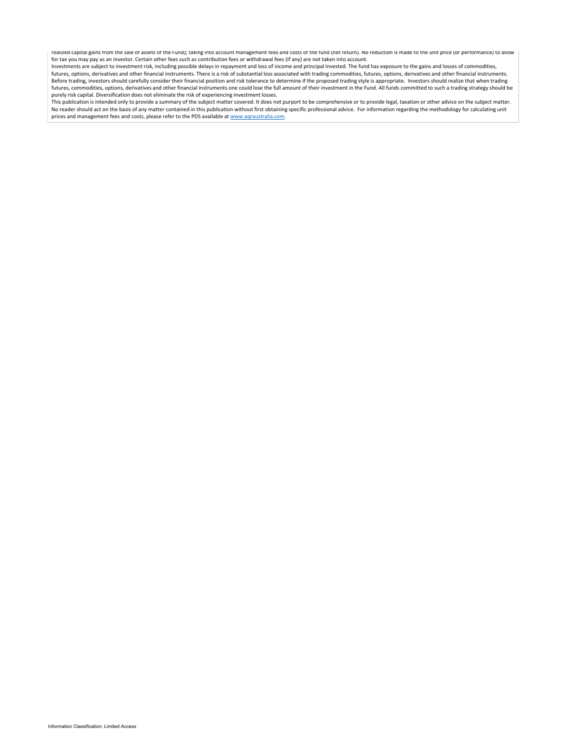realized capital gains from the sale of assets of the Fund); taking into account management fees and costs of the fund (net return). No reduction is made to the unit price (or performance) to allow for tax you may pay as an investor. Certain other fees such as contribution fees or withdrawal fees (if any) are not taken into account.

Investments are subject to investment risk, including possible delays in repayment and loss of income and principal invested. The fund has exposure to the gains and losses of commodities, futures, options, derivatives and other financial instruments. There is a risk of substantial loss associated with trading commodities, futures, options, derivatives and other financial instruments. Before trading, investors should carefully consider their financial position and risk tolerance to determine if the proposed trading style is appropriate. Investors should realize that when trading futures, commodities, options, derivatives and other financial instruments one could lose the full amount of their investment in the Fund. All funds committed to such a trading strategy should be purely risk capital. Diversification does not eliminate the risk of experiencing investment losses.

This publication is intended only to provide a summary of the subject matter covered. It does not purport to be comprehensive or to provide legal, taxation or other advice on the subject matter. No reader should act on the basis of any matter contained in this publication without first obtaining specific professional advice. For information regarding the methodology for calculating unit prices and management fees and costs, please refer to the PDS available at [www.aqraustralia.com](www.aqraustralia.com).

Information Classification: Limited Access